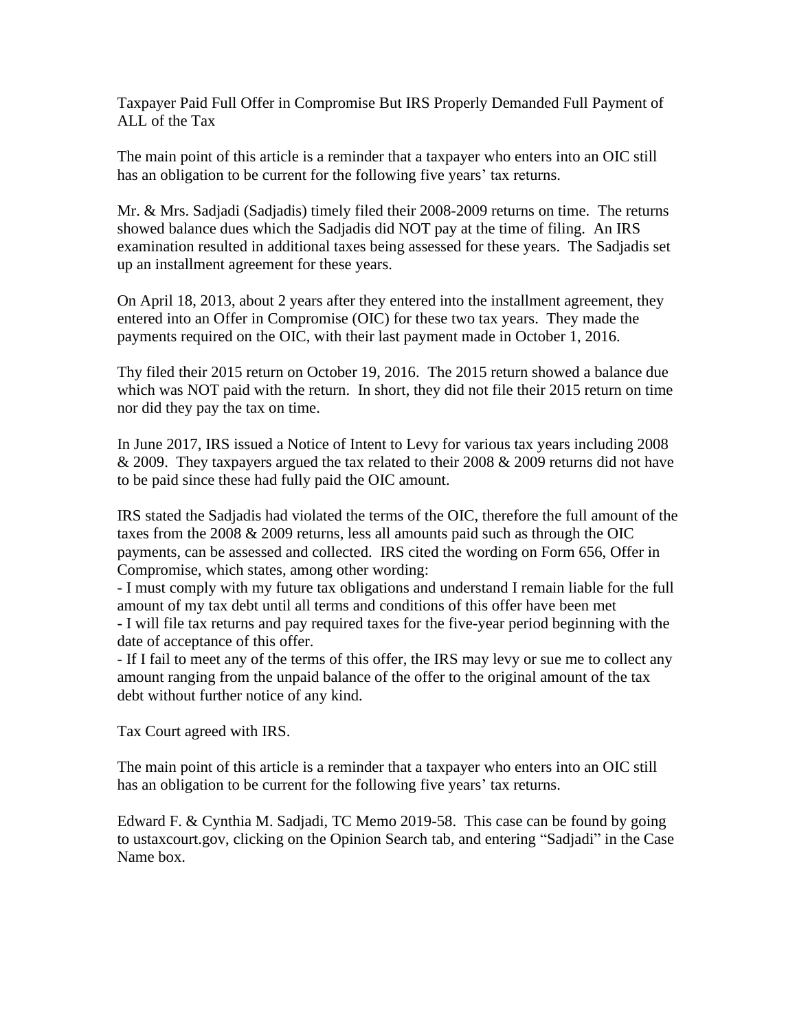# Taxpayer Paid Full Offer in Compromise But IRS Properly Demanded Full Payment of ALL of the Tax

The main point of this article is a reminder that a taxpayer who enters into an OIC still has an obligation to be current for the following five years' tax returns.

Mr. & Mrs. Sadjadi (Sadjadis) timely filed their 2008-2009 returns on time. The returns showed balance dues which the Sadjadis did NOT pay at the time of filing. An IRS examination resulted in additional taxes being assessed for these years. The Sadjadis set up an installment agreement for these years.

On April 18, 2013, about 2 years after they entered into the installment agreement, they entered into an Offer in Compromise (OIC) for these two tax years. They made the payments required on the OIC, with their last payment made in October 1, 2016.

Thy filed their 2015 return on October 19, 2016. The 2015 return showed a balance due which was NOT paid with the return. In short, they did not file their 2015 return on time nor did they pay the tax on time.

In June 2017, IRS issued a Notice of Intent to Levy for various tax years including 2008 & 2009. They taxpayers argued the tax related to their 2008 & 2009 returns did not have to be paid since these had fully paid the OIC amount.

IRS stated the Sadjadis had violated the terms of the OIC, therefore the full amount of the taxes from the 2008 & 2009 returns, less all amounts paid such as through the OIC payments, can be assessed and collected. IRS cited the wording on Form 656, Offer in Compromise, which states, among other wording:

- I must comply with my future tax obligations and understand I remain liable for the full amount of my tax debt until all terms and conditions of this offer have been met
- I will file tax returns and pay required taxes for the five-year period beginning with the date of acceptance of this offer.
- If I fail to meet any of the terms of this offer, the IRS may levy or sue me to collect any amount ranging from the unpaid balance of the offer to the original amount of the tax debt without further notice of any kind.

Tax Court agreed with IRS.

The main point of this article is a reminder that a taxpayer who enters into an OIC still has an obligation to be current for the following five years' tax returns.

Edward F. & Cynthia M. Sadjadi, TC Memo 2019-58. This case can be found by going to ustaxcourt.gov, clicking on the Opinion Search tab, and entering "Sadjadi" in the Case Name box.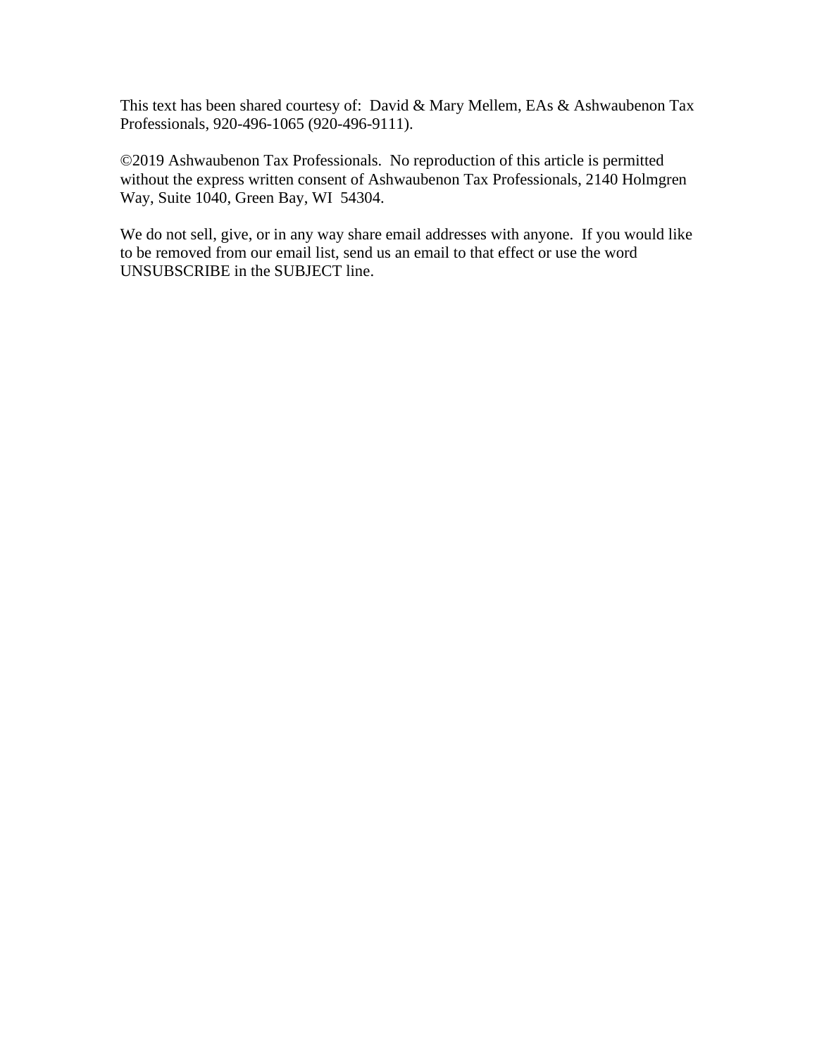This text has been shared courtesy of:  David & Mary Mellem, EAs & Ashwaubenon Tax Professionals, 920-496-1065 (920-496-9111).

©2019 Ashwaubenon Tax Professionals.  No reproduction of this article is permitted without the express written consent of Ashwaubenon Tax Professionals, 2140 Holmgren Way, Suite 1040, Green Bay, WI  54304.

We do not sell, give, or in any way share email addresses with anyone.  If you would like to be removed from our email list, send us an email to that effect or use the word UNSUBSCRIBE in the SUBJECT line.